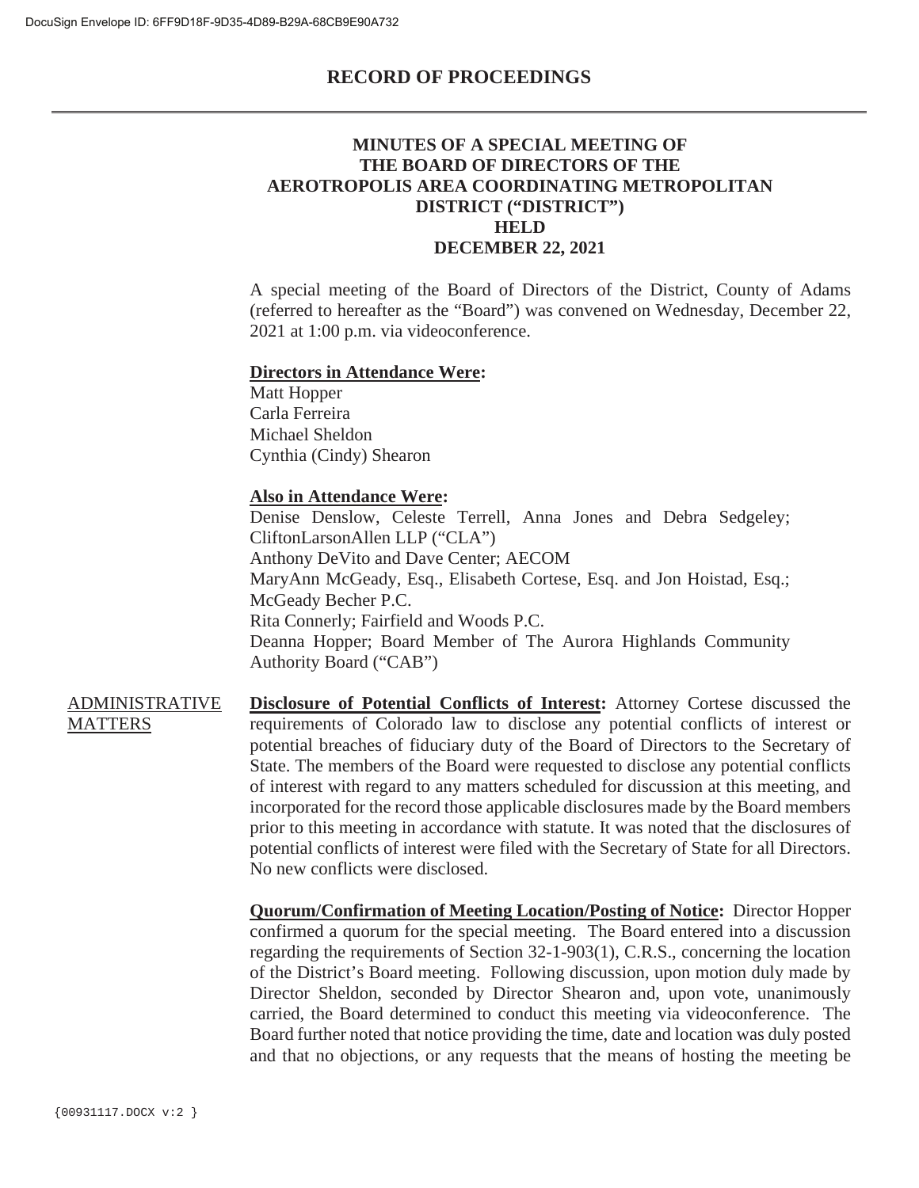## RECORD OF PROCEEDINGS

### MINUTES OF A SPECIAL MEETING OF THE BOARD OF DIRECTORS OF THE AEROTROPOLIS AREA COORDINATING METROPOLITAN DISTRICT ("DISTRICT") HELD DECEMBER 22, 2021

A special meeting of the Board of Directors of the District, County of Adams (referred to hereafter as the "Board") was convened on Wednesday, December 22, 2021 at 1:00 p.m. via videoconference.

**Directors in Attendance Were:**
Matt Hopper
Carla Ferreira
Michael Sheldon
Cynthia (Cindy) Shearon

**Also in Attendance Were:**
Denise Denslow, Celeste Terrell, Anna Jones and Debra Sedgeley; CliftonLarsonAllen LLP ("CLA")
Anthony DeVito and Dave Center; AECOM
MaryAnn McGeady, Esq., Elisabeth Cortese, Esq. and Jon Hoistad, Esq.; McGeady Becher P.C.
Rita Connerly; Fairfield and Woods P.C.
Deanna Hopper; Board Member of The Aurora Highlands Community Authority Board ("CAB")

ADMINISTRATIVE MATTERS

**Disclosure of Potential Conflicts of Interest:** Attorney Cortese discussed the requirements of Colorado law to disclose any potential conflicts of interest or potential breaches of fiduciary duty of the Board of Directors to the Secretary of State. The members of the Board were requested to disclose any potential conflicts of interest with regard to any matters scheduled for discussion at this meeting, and incorporated for the record those applicable disclosures made by the Board members prior to this meeting in accordance with statute. It was noted that the disclosures of potential conflicts of interest were filed with the Secretary of State for all Directors. No new conflicts were disclosed.

**Quorum/Confirmation of Meeting Location/Posting of Notice:** Director Hopper confirmed a quorum for the special meeting. The Board entered into a discussion regarding the requirements of Section 32-1-903(1), C.R.S., concerning the location of the District's Board meeting. Following discussion, upon motion duly made by Director Sheldon, seconded by Director Shearon and, upon vote, unanimously carried, the Board determined to conduct this meeting via videoconference. The Board further noted that notice providing the time, date and location was duly posted and that no objections, or any requests that the means of hosting the meeting be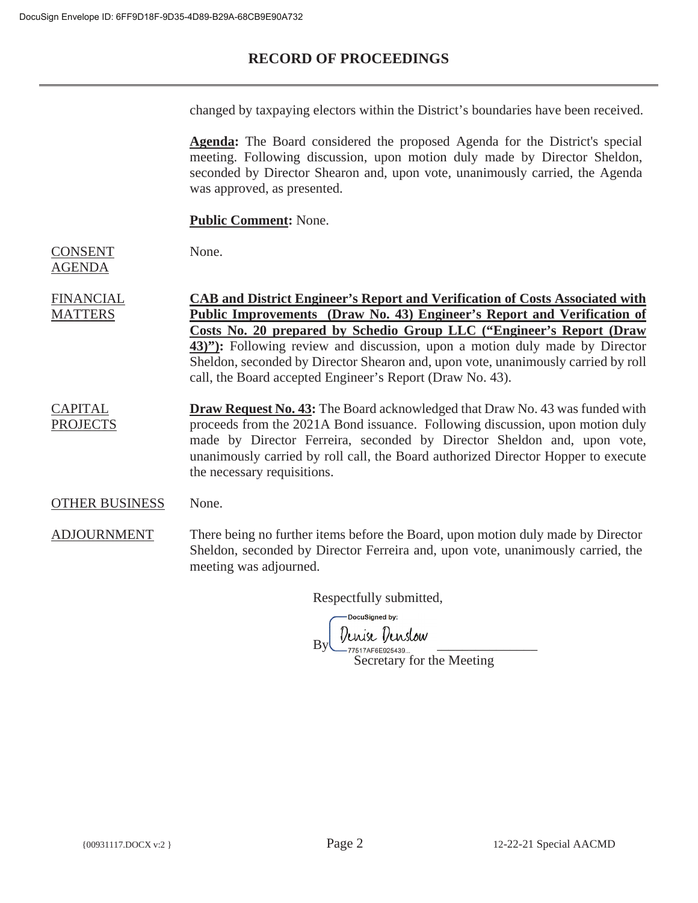changed by taxpaying electors within the District's boundaries have been received.

**Agenda:** The Board considered the proposed Agenda for the District's special meeting. Following discussion, upon motion duly made by Director Sheldon, seconded by Director Shearon and, upon vote, unanimously carried, the Agenda was approved, as presented.

**Public Comment:** None.

CONSENT AGENDA

None.

FINANCIAL MATTERS

**CAB and District Engineer's Report and Verification of Costs Associated with Public Improvements (Draw No. 43) Engineer's Report and Verification of Costs No. 20 prepared by Schedio Group LLC ("Engineer's Report (Draw 43)"):** Following review and discussion, upon a motion duly made by Director Sheldon, seconded by Director Shearon and, upon vote, unanimously carried by roll call, the Board accepted Engineer's Report (Draw No. 43).

CAPITAL PROJECTS

**Draw Request No. 43:** The Board acknowledged that Draw No. 43 was funded with proceeds from the 2021A Bond issuance. Following discussion, upon motion duly made by Director Ferreira, seconded by Director Sheldon and, upon vote, unanimously carried by roll call, the Board authorized Director Hopper to execute the necessary requisitions.

OTHER BUSINESS

None.

ADJOURNMENT

There being no further items before the Board, upon motion duly made by Director Sheldon, seconded by Director Ferreira and, upon vote, unanimously carried, the meeting was adjourned.

Respectfully submitted,

DocuSigned by:
By Denise Denslow
77517AF6E925439...
Secretary for the Meeting